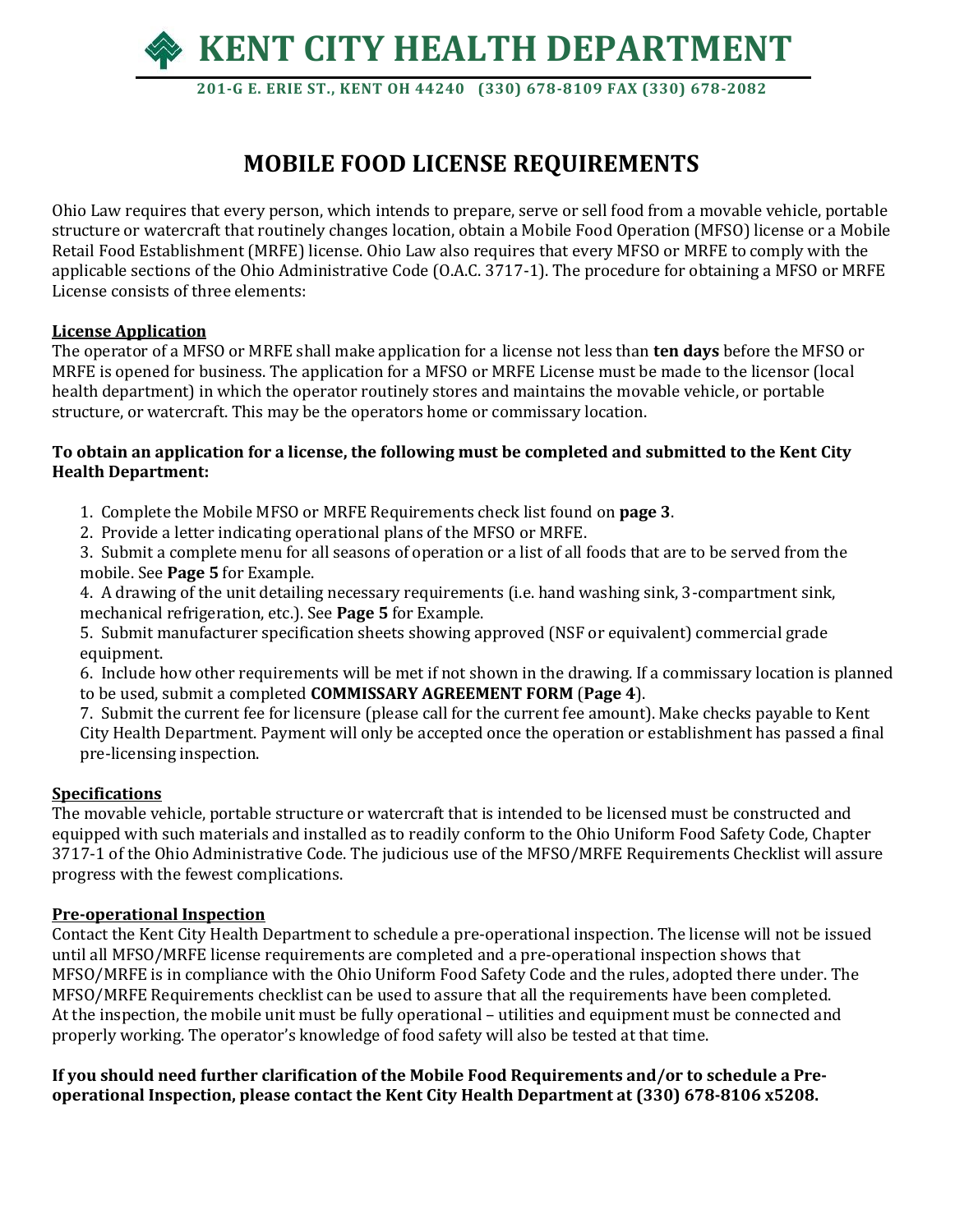# KENT CITY HEALTH DEPARTMENT

**201-G E. ERIE ST., KENT OH 44240 (330) 678-8109 FAX (330) 678-2082**

## MOBILE FOOD LICENSE REQUIREMENTS

Ohio Law requires that every person, which intends to prepare, serve or sell food from a movable vehicle, portable structure or watercraft that routinely changes location, obtain a Mobile Food Operation (MFSO) license or a Mobile Retail Food Establishment (MRFE) license. Ohio Law also requires that every MFSO or MRFE to comply with the applicable sections of the Ohio Administrative Code (O.A.C. 3717-1). The procedure for obtaining a MFSO or MRFE License consists of three elements:

**License Application**

The operator of a MFSO or MRFE shall make application for a license not less than **ten days** before the MFSO or MRFE is opened for business. The application for a MFSO or MRFE License must be made to the licensor (local health department) in which the operator routinely stores and maintains the movable vehicle, or portable structure, or watercraft. This may be the operators home or commissary location.

**To obtain an application for a license, the following must be completed and submitted to the Kent City Health Department:**

1. Complete the Mobile MFSO or MRFE Requirements check list found on **page 3**.
2. Provide a letter indicating operational plans of the MFSO or MRFE.
3. Submit a complete menu for all seasons of operation or a list of all foods that are to be served from the mobile. See **Page 5** for Example.
4. A drawing of the unit detailing necessary requirements (i.e. hand washing sink, 3-compartment sink, mechanical refrigeration, etc.). See **Page 5** for Example.
5. Submit manufacturer specification sheets showing approved (NSF or equivalent) commercial grade equipment.
6. Include how other requirements will be met if not shown in the drawing. If a commissary location is planned to be used, submit a completed **COMMISSARY AGREEMENT FORM** (**Page 4**).
7. Submit the current fee for licensure (please call for the current fee amount). Make checks payable to Kent City Health Department. Payment will only be accepted once the operation or establishment has passed a final pre-licensing inspection.

**Specifications**

The movable vehicle, portable structure or watercraft that is intended to be licensed must be constructed and equipped with such materials and installed as to readily conform to the Ohio Uniform Food Safety Code, Chapter 3717-1 of the Ohio Administrative Code. The judicious use of the MFSO/MRFE Requirements Checklist will assure progress with the fewest complications.

**Pre-operational Inspection**

Contact the Kent City Health Department to schedule a pre-operational inspection. The license will not be issued until all MFSO/MRFE license requirements are completed and a pre-operational inspection shows that MFSO/MRFE is in compliance with the Ohio Uniform Food Safety Code and the rules, adopted there under. The MFSO/MRFE Requirements checklist can be used to assure that all the requirements have been completed. At the inspection, the mobile unit must be fully operational – utilities and equipment must be connected and properly working. The operator's knowledge of food safety will also be tested at that time.

**If you should need further clarification of the Mobile Food Requirements and/or to schedule a Pre-operational Inspection, please contact the Kent City Health Department at (330) 678-8106 x5208.**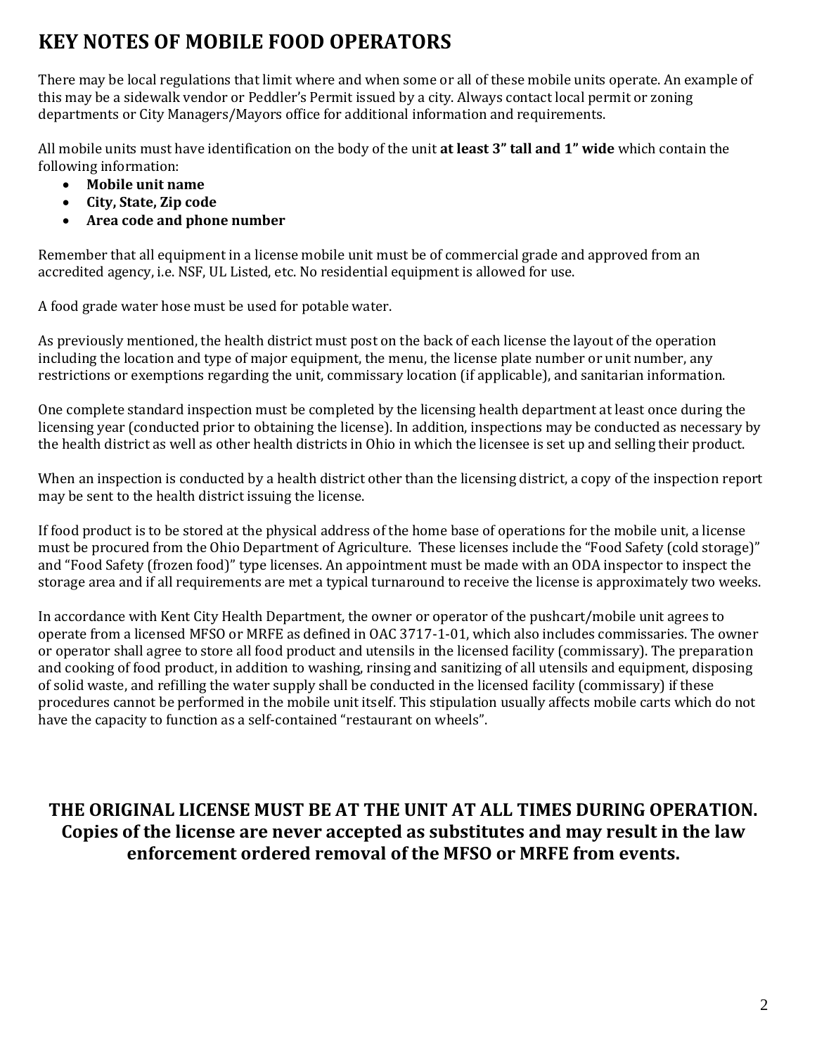# KEY NOTES OF MOBILE FOOD OPERATORS

There may be local regulations that limit where and when some or all of these mobile units operate. An example of this may be a sidewalk vendor or Peddler's Permit issued by a city. Always contact local permit or zoning departments or City Managers/Mayors office for additional information and requirements.

All mobile units must have identification on the body of the unit **at least 3" tall and 1" wide** which contain the following information:

- **Mobile unit name**
- **City, State, Zip code**
- **Area code and phone number**

Remember that all equipment in a license mobile unit must be of commercial grade and approved from an accredited agency, i.e. NSF, UL Listed, etc. No residential equipment is allowed for use.

A food grade water hose must be used for potable water.

As previously mentioned, the health district must post on the back of each license the layout of the operation including the location and type of major equipment, the menu, the license plate number or unit number, any restrictions or exemptions regarding the unit, commissary location (if applicable), and sanitarian information.

One complete standard inspection must be completed by the licensing health department at least once during the licensing year (conducted prior to obtaining the license). In addition, inspections may be conducted as necessary by the health district as well as other health districts in Ohio in which the licensee is set up and selling their product.

When an inspection is conducted by a health district other than the licensing district, a copy of the inspection report may be sent to the health district issuing the license.

If food product is to be stored at the physical address of the home base of operations for the mobile unit, a license must be procured from the Ohio Department of Agriculture. These licenses include the "Food Safety (cold storage)" and "Food Safety (frozen food)" type licenses. An appointment must be made with an ODA inspector to inspect the storage area and if all requirements are met a typical turnaround to receive the license is approximately two weeks.

In accordance with Kent City Health Department, the owner or operator of the pushcart/mobile unit agrees to operate from a licensed MFSO or MRFE as defined in OAC 3717-1-01, which also includes commissaries. The owner or operator shall agree to store all food product and utensils in the licensed facility (commissary). The preparation and cooking of food product, in addition to washing, rinsing and sanitizing of all utensils and equipment, disposing of solid waste, and refilling the water supply shall be conducted in the licensed facility (commissary) if these procedures cannot be performed in the mobile unit itself. This stipulation usually affects mobile carts which do not have the capacity to function as a self-contained "restaurant on wheels".

**THE ORIGINAL LICENSE MUST BE AT THE UNIT AT ALL TIMES DURING OPERATION. Copies of the license are never accepted as substitutes and may result in the law enforcement ordered removal of the MFSO or MRFE from events.**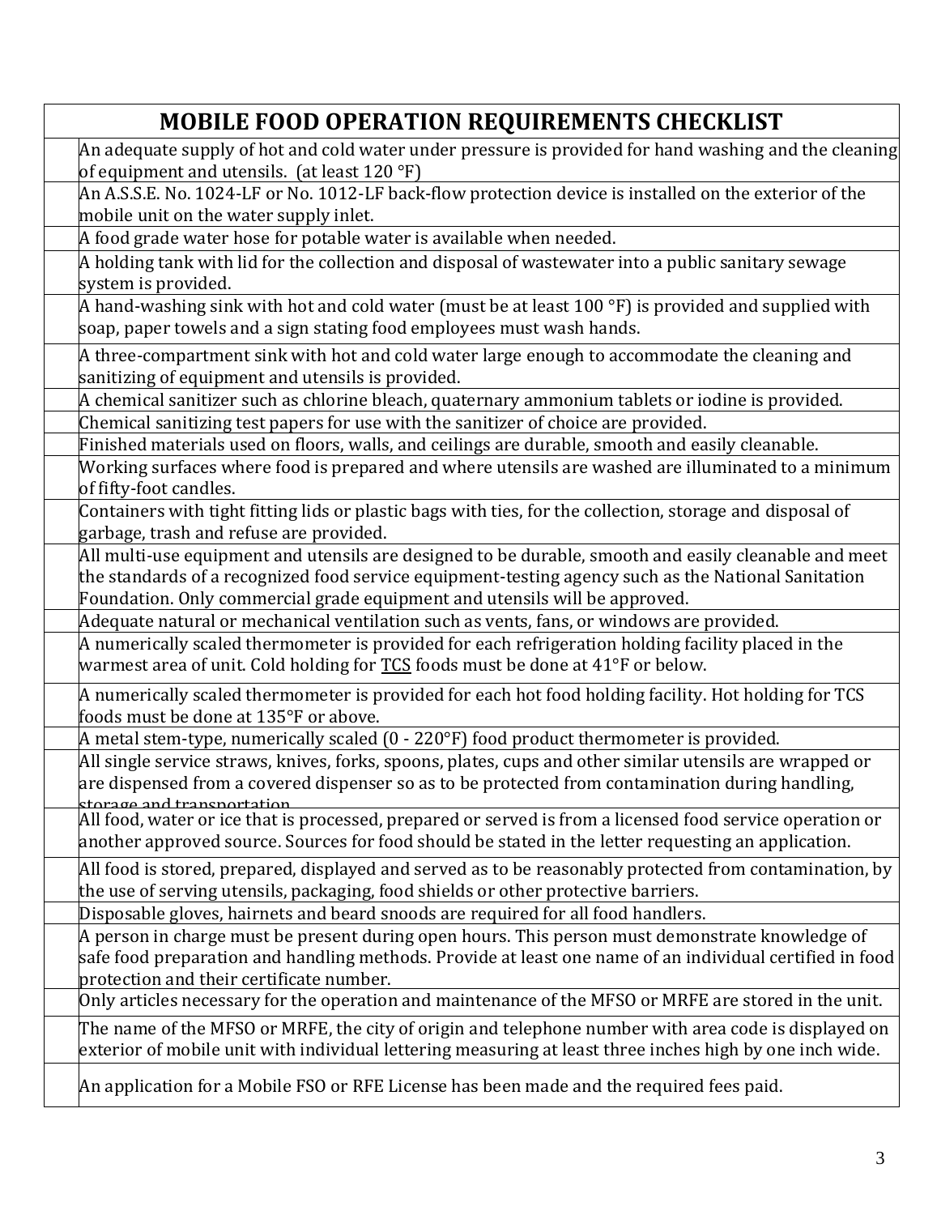| | MOBILE FOOD OPERATION REQUIREMENTS CHECKLIST |
|---|---|
| | An adequate supply of hot and cold water under pressure is provided for hand washing and the cleaning of equipment and utensils. (at least 120 °F) |
| | An A.S.S.E. No. 1024-LF or No. 1012-LF back-flow protection device is installed on the exterior of the mobile unit on the water supply inlet. |
| | A food grade water hose for potable water is available when needed. |
| | A holding tank with lid for the collection and disposal of wastewater into a public sanitary sewage system is provided. |
| | A hand-washing sink with hot and cold water (must be at least 100 °F) is provided and supplied with soap, paper towels and a sign stating food employees must wash hands. |
| | A three-compartment sink with hot and cold water large enough to accommodate the cleaning and sanitizing of equipment and utensils is provided. |
| | A chemical sanitizer such as chlorine bleach, quaternary ammonium tablets or iodine is provided. |
| | Chemical sanitizing test papers for use with the sanitizer of choice are provided. |
| | Finished materials used on floors, walls, and ceilings are durable, smooth and easily cleanable. |
| | Working surfaces where food is prepared and where utensils are washed are illuminated to a minimum of fifty-foot candles. |
| | Containers with tight fitting lids or plastic bags with ties, for the collection, storage and disposal of garbage, trash and refuse are provided. |
| | All multi-use equipment and utensils are designed to be durable, smooth and easily cleanable and meet the standards of a recognized food service equipment-testing agency such as the National Sanitation Foundation. Only commercial grade equipment and utensils will be approved. |
| | Adequate natural or mechanical ventilation such as vents, fans, or windows are provided. |
| | A numerically scaled thermometer is provided for each refrigeration holding facility placed in the warmest area of unit. Cold holding for <u>TCS</u> foods must be done at 41°F or below. |
| | A numerically scaled thermometer is provided for each hot food holding facility. Hot holding for TCS foods must be done at 135°F or above. |
| | A metal stem-type, numerically scaled (0 - 220°F) food product thermometer is provided. |
| | All single service straws, knives, forks, spoons, plates, cups and other similar utensils are wrapped or are dispensed from a covered dispenser so as to be protected from contamination during handling, storage and transportation. |
| | All food, water or ice that is processed, prepared or served is from a licensed food service operation or another approved source. Sources for food should be stated in the letter requesting an application. |
| | All food is stored, prepared, displayed and served as to be reasonably protected from contamination, by the use of serving utensils, packaging, food shields or other protective barriers. |
| | Disposable gloves, hairnets and beard snoods are required for all food handlers. |
| | A person in charge must be present during open hours. This person must demonstrate knowledge of safe food preparation and handling methods. Provide at least one name of an individual certified in food protection and their certificate number. |
| | Only articles necessary for the operation and maintenance of the MFSO or MRFE are stored in the unit. |
| | The name of the MFSO or MRFE, the city of origin and telephone number with area code is displayed on exterior of mobile unit with individual lettering measuring at least three inches high by one inch wide. |
| | An application for a Mobile FSO or RFE License has been made and the required fees paid. |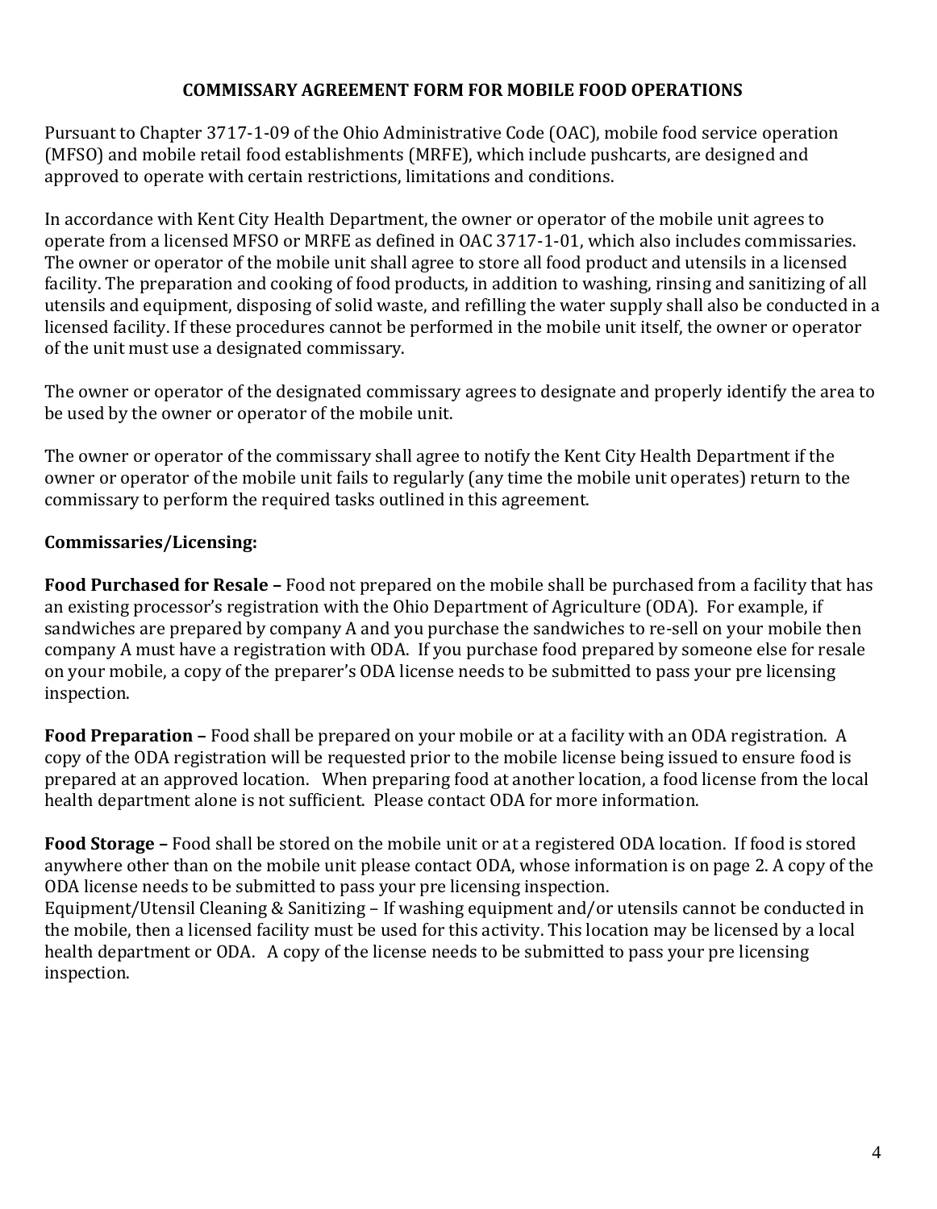## COMMISSARY AGREEMENT FORM FOR MOBILE FOOD OPERATIONS

Pursuant to Chapter 3717-1-09 of the Ohio Administrative Code (OAC), mobile food service operation (MFSO) and mobile retail food establishments (MRFE), which include pushcarts, are designed and approved to operate with certain restrictions, limitations and conditions.

In accordance with Kent City Health Department, the owner or operator of the mobile unit agrees to operate from a licensed MFSO or MRFE as defined in OAC 3717-1-01, which also includes commissaries. The owner or operator of the mobile unit shall agree to store all food product and utensils in a licensed facility. The preparation and cooking of food products, in addition to washing, rinsing and sanitizing of all utensils and equipment, disposing of solid waste, and refilling the water supply shall also be conducted in a licensed facility. If these procedures cannot be performed in the mobile unit itself, the owner or operator of the unit must use a designated commissary.

The owner or operator of the designated commissary agrees to designate and properly identify the area to be used by the owner or operator of the mobile unit.

The owner or operator of the commissary shall agree to notify the Kent City Health Department if the owner or operator of the mobile unit fails to regularly (any time the mobile unit operates) return to the commissary to perform the required tasks outlined in this agreement.

### Commissaries/Licensing:

**Food Purchased for Resale –** Food not prepared on the mobile shall be purchased from a facility that has an existing processor's registration with the Ohio Department of Agriculture (ODA). For example, if sandwiches are prepared by company A and you purchase the sandwiches to re-sell on your mobile then company A must have a registration with ODA. If you purchase food prepared by someone else for resale on your mobile, a copy of the preparer's ODA license needs to be submitted to pass your pre licensing inspection.

**Food Preparation –** Food shall be prepared on your mobile or at a facility with an ODA registration. A copy of the ODA registration will be requested prior to the mobile license being issued to ensure food is prepared at an approved location. When preparing food at another location, a food license from the local health department alone is not sufficient. Please contact ODA for more information.

**Food Storage –** Food shall be stored on the mobile unit or at a registered ODA location. If food is stored anywhere other than on the mobile unit please contact ODA, whose information is on page 2. A copy of the ODA license needs to be submitted to pass your pre licensing inspection.
Equipment/Utensil Cleaning & Sanitizing – If washing equipment and/or utensils cannot be conducted in the mobile, then a licensed facility must be used for this activity. This location may be licensed by a local health department or ODA. A copy of the license needs to be submitted to pass your pre licensing inspection.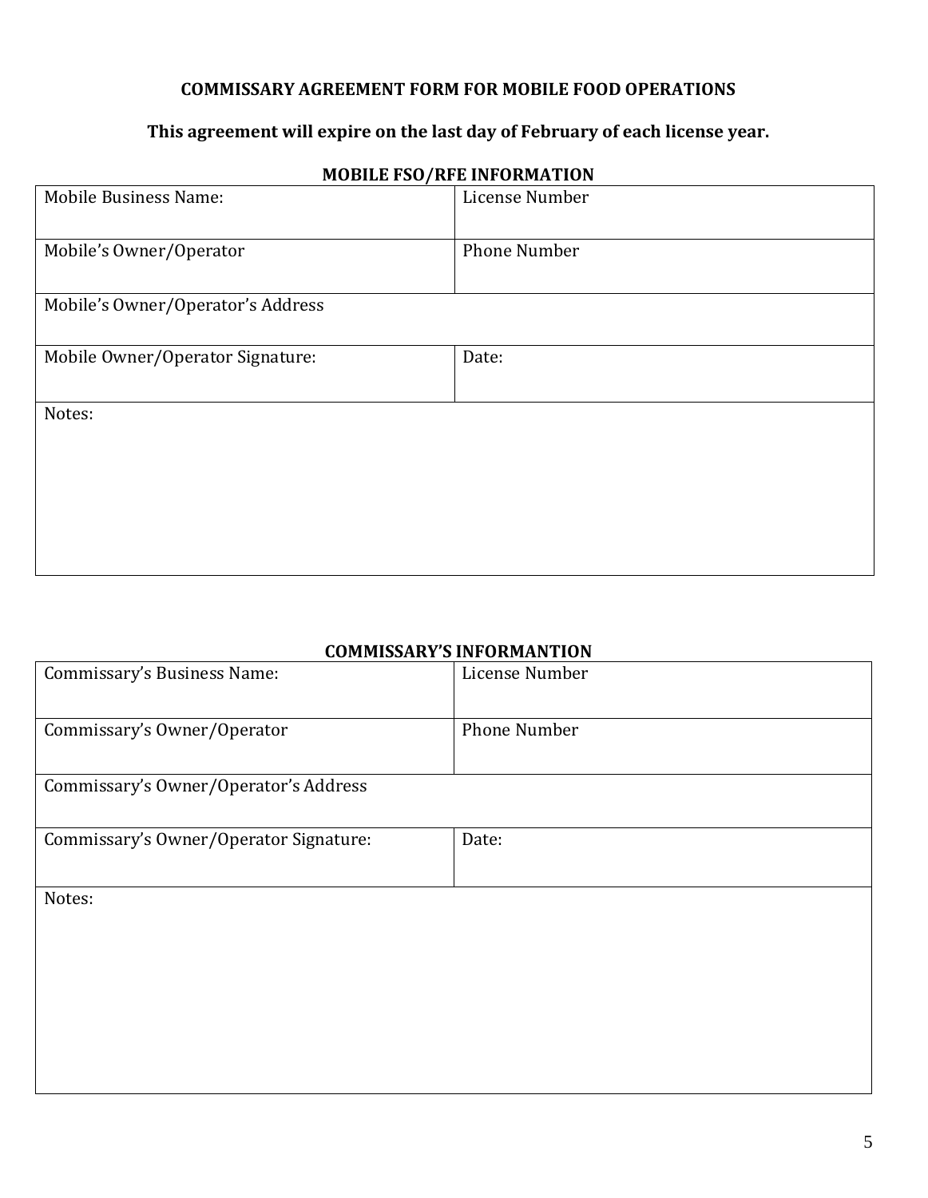**COMMISSARY AGREEMENT FORM FOR MOBILE FOOD OPERATIONS**

**This agreement will expire on the last day of February of each license year.**

**MOBILE FSO/RFE INFORMATION**

| Mobile Business Name: | License Number |
|---|---|
| Mobile's Owner/Operator | Phone Number |
| Mobile's Owner/Operator's Address | |
| Mobile Owner/Operator Signature: | Date: |
| Notes: | |

**COMMISSARY'S INFORMANTION**

| Commissary's Business Name: | License Number |
|---|---|
| Commissary's Owner/Operator | Phone Number |
| Commissary's Owner/Operator's Address | |
| Commissary's Owner/Operator Signature: | Date: |
| Notes: | |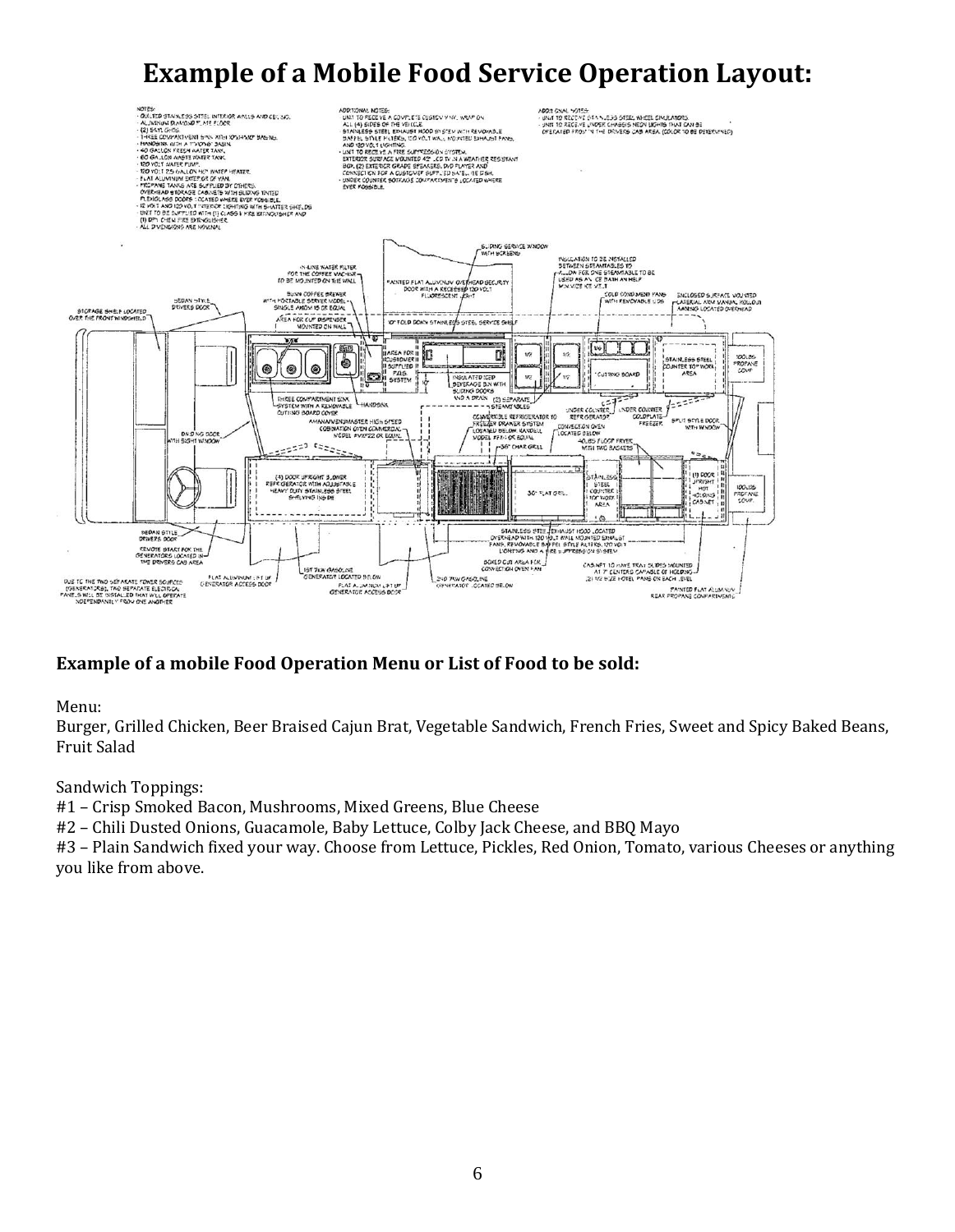# Example of a Mobile Food Service Operation Layout:

**Example of a mobile Food Operation Menu or List of Food to be sold:**

Menu:
Burger, Grilled Chicken, Beer Braised Cajun Brat, Vegetable Sandwich, French Fries, Sweet and Spicy Baked Beans, Fruit Salad

Sandwich Toppings:
#1 – Crisp Smoked Bacon, Mushrooms, Mixed Greens, Blue Cheese
#2 – Chili Dusted Onions, Guacamole, Baby Lettuce, Colby Jack Cheese, and BBQ Mayo
#3 – Plain Sandwich fixed your way. Choose from Lettuce, Pickles, Red Onion, Tomato, various Cheeses or anything you like from above.